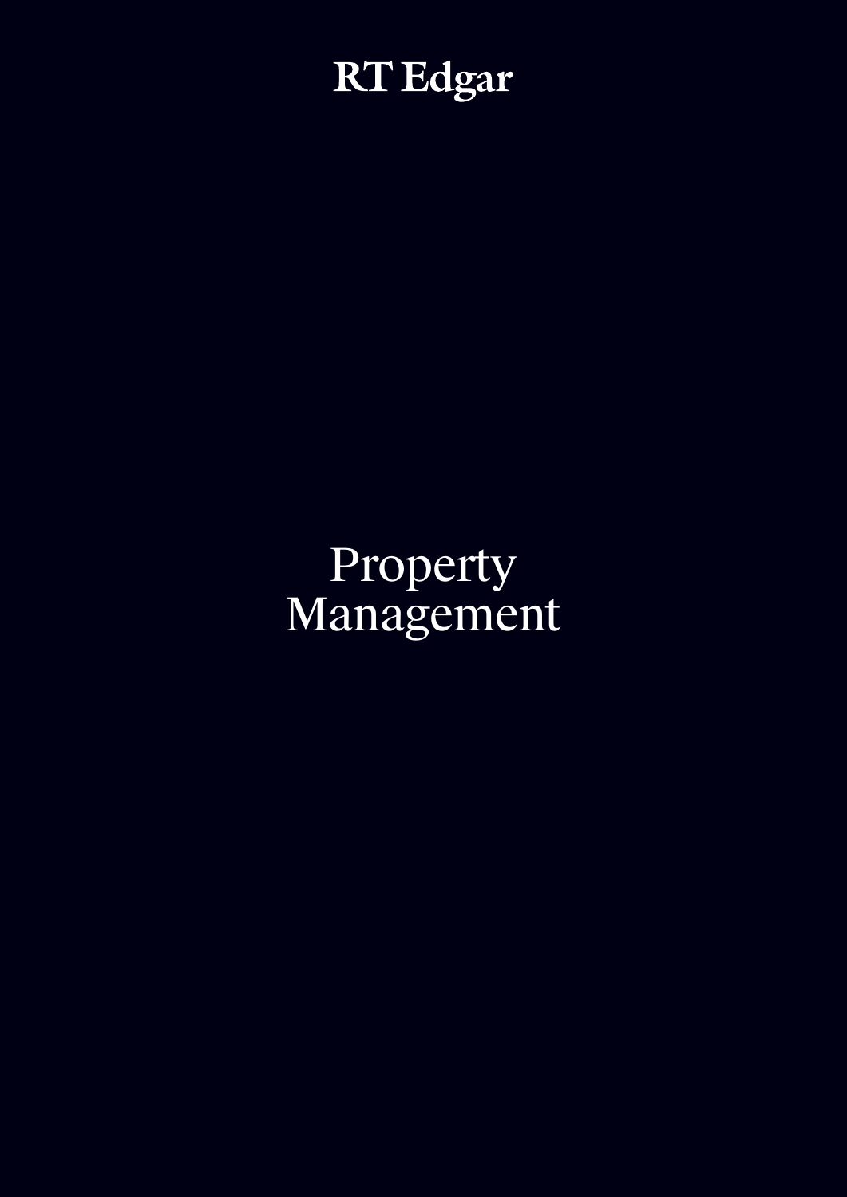RT Edgar

# Property Management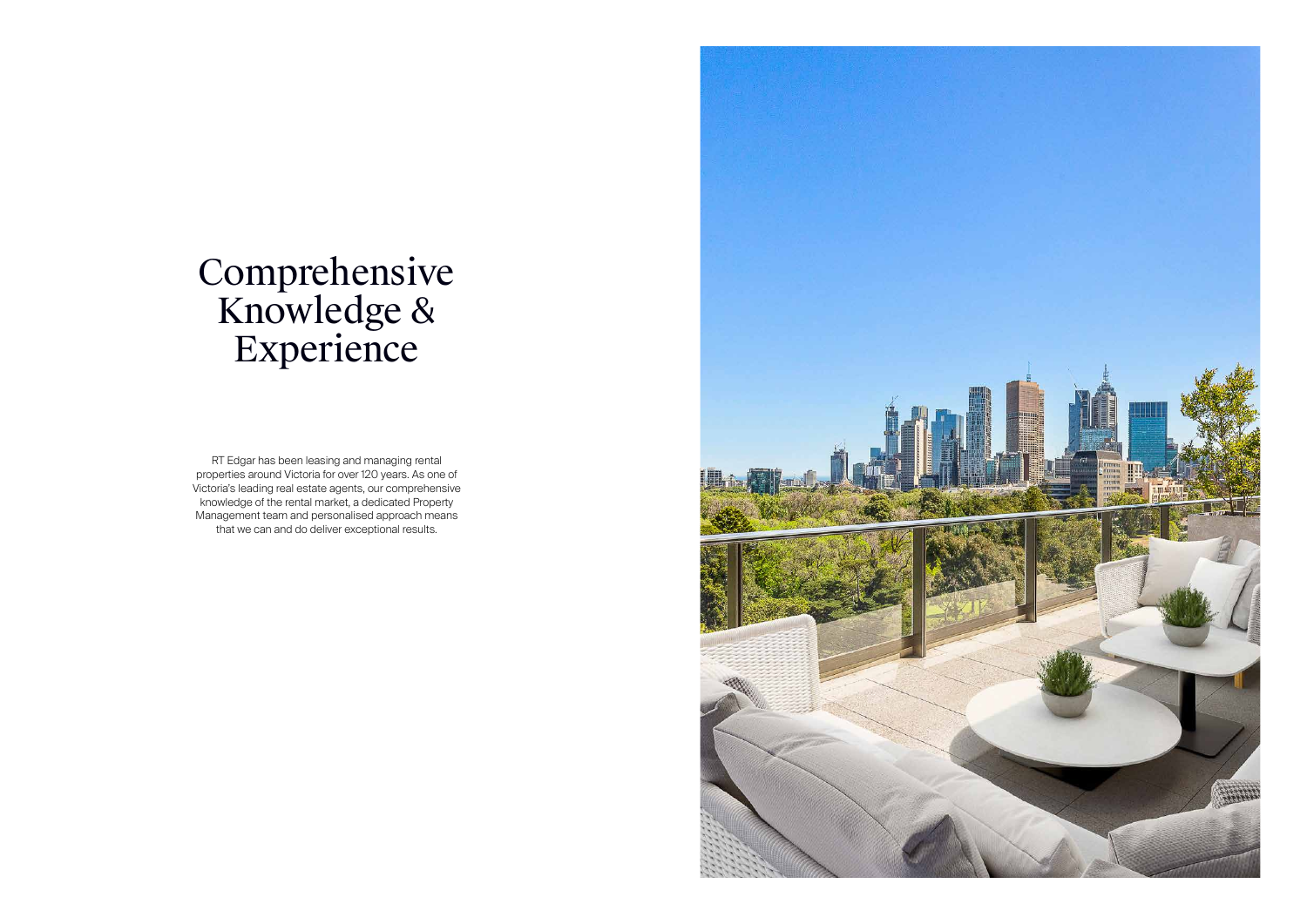# Comprehensive Knowledge & Experience

RT Edgar has been leasing and managing rental properties around Victoria for over 120 years. As one of Victoria's leading real estate agents, our comprehensive knowledge of the rental market, a dedicated Property Management team and personalised approach means that we can and do deliver exceptional results.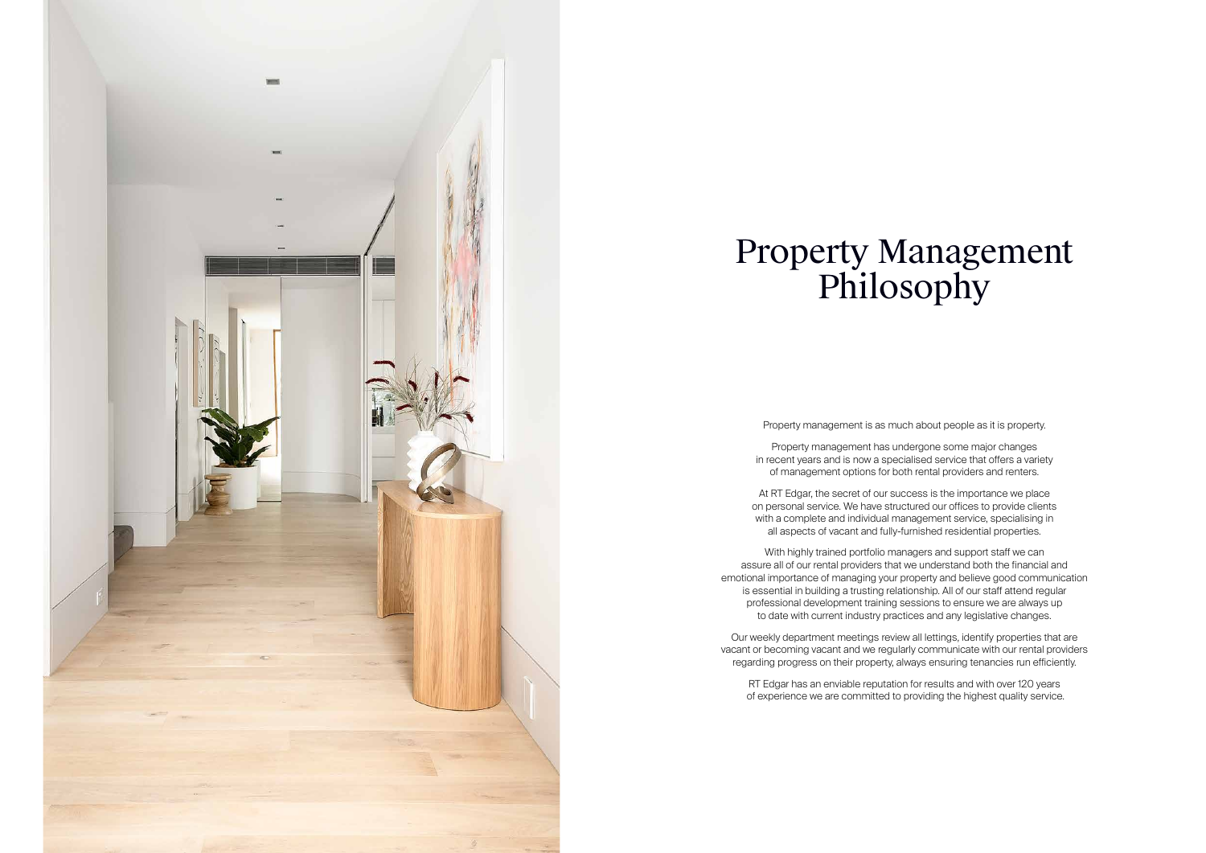# Property Management Philosophy

Property management is as much about people as it is property.

Property management has undergone some major changes in recent years and is now a specialised service that offers a variety of management options for both rental providers and renters.

At RT Edgar, the secret of our success is the importance we place on personal service. We have structured our offices to provide clients with a complete and individual management service, specialising in all aspects of vacant and fully-furnished residential properties.

With highly trained portfolio managers and support staff we can assure all of our rental providers that we understand both the financial and emotional importance of managing your property and believe good communication is essential in building a trusting relationship. All of our staff attend regular professional development training sessions to ensure we are always up to date with current industry practices and any legislative changes.

Our weekly department meetings review all lettings, identify properties that are vacant or becoming vacant and we regularly communicate with our rental providers regarding progress on their property, always ensuring tenancies run efficiently.

RT Edgar has an enviable reputation for results and with over 120 years of experience we are committed to providing the highest quality service.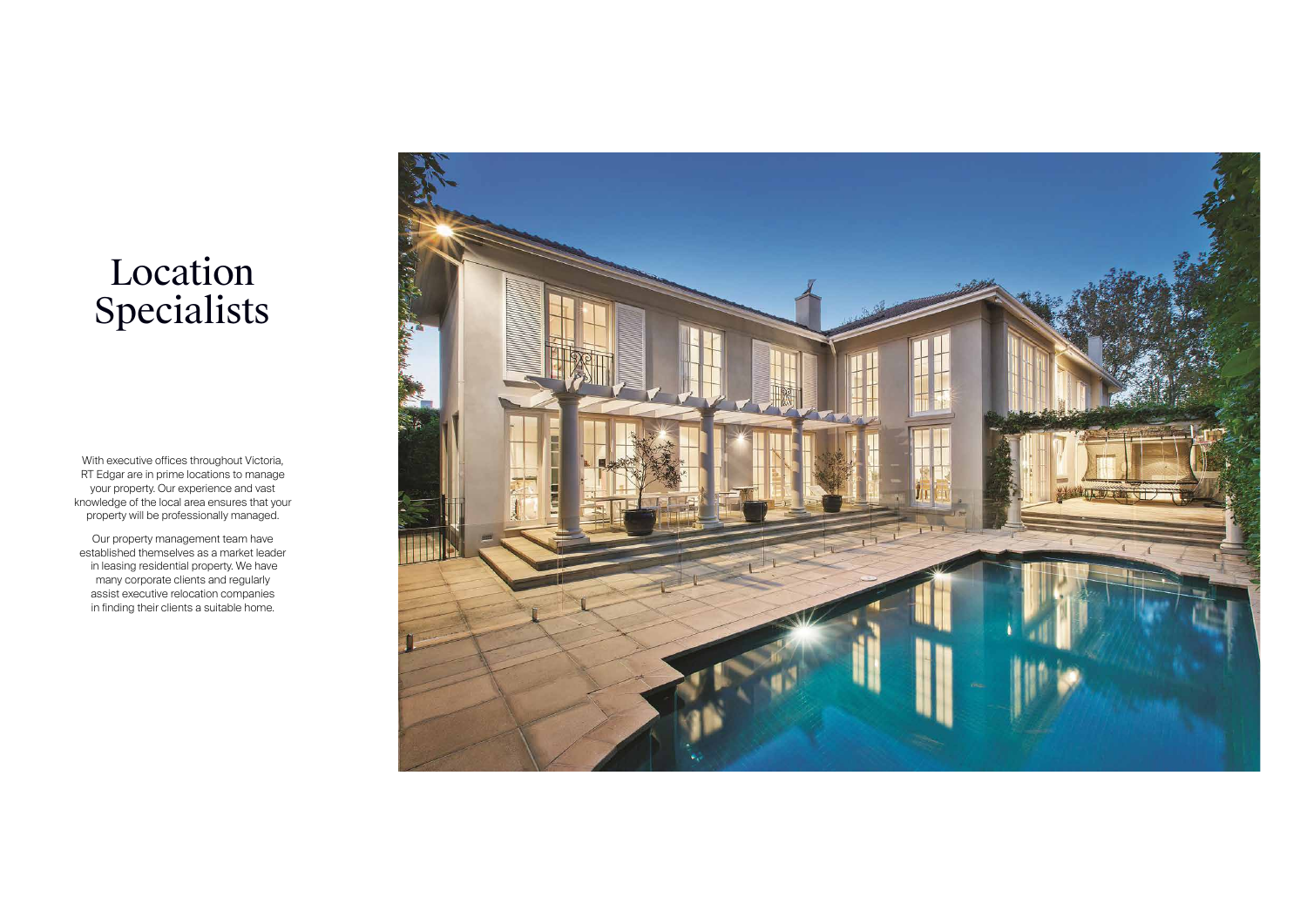# Location Specialists

With executive offices throughout Victoria, RT Edgar are in prime locations to manage your property. Our experience and vast knowledge of the local area ensures that your property will be professionally managed.

Our property management team have established themselves as a market leader in leasing residential property. We have many corporate clients and regularly assist executive relocation companies in finding their clients a suitable home.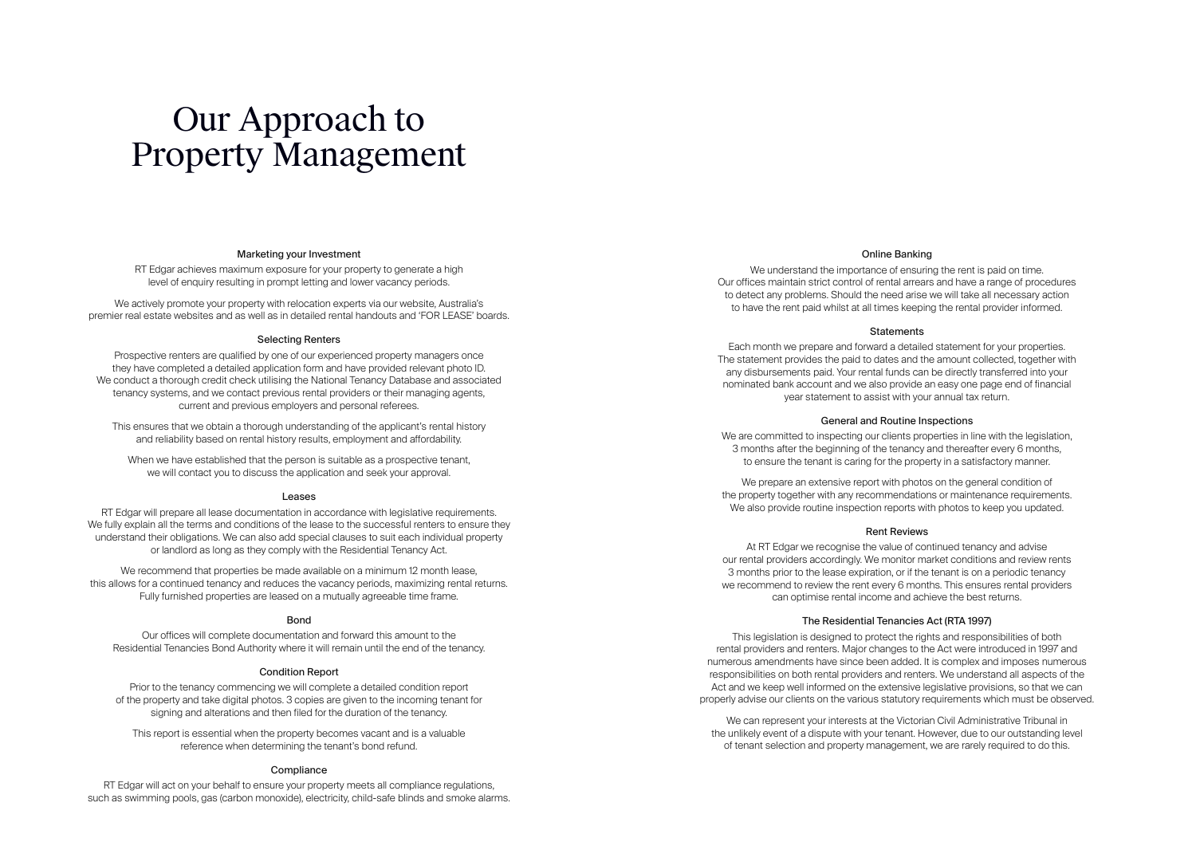# Our Approach to Property Management

### Marketing your Investment

RT Edgar achieves maximum exposure for your property to generate a high level of enquiry resulting in prompt letting and lower vacancy periods.

We actively promote your property with relocation experts via our website, Australia's premier real estate websites and as well as in detailed rental handouts and 'FOR LEASE' boards.

### Selecting Renters

Prospective renters are qualified by one of our experienced property managers once they have completed a detailed application form and have provided relevant photo ID. We conduct a thorough credit check utilising the National Tenancy Database and associated tenancy systems, and we contact previous rental providers or their managing agents, current and previous employers and personal referees.

This ensures that we obtain a thorough understanding of the applicant's rental history and reliability based on rental history results, employment and affordability.

When we have established that the person is suitable as a prospective tenant, we will contact you to discuss the application and seek your approval.

### Leases

RT Edgar will prepare all lease documentation in accordance with legislative requirements. We fully explain all the terms and conditions of the lease to the successful renters to ensure they understand their obligations. We can also add special clauses to suit each individual property or landlord as long as they comply with the Residential Tenancy Act.

We recommend that properties be made available on a minimum 12 month lease, this allows for a continued tenancy and reduces the vacancy periods, maximizing rental returns. Fully furnished properties are leased on a mutually agreeable time frame.

### Bond

Our offices will complete documentation and forward this amount to the Residential Tenancies Bond Authority where it will remain until the end of the tenancy.

### Condition Report

Prior to the tenancy commencing we will complete a detailed condition report of the property and take digital photos. 3 copies are given to the incoming tenant for signing and alterations and then filed for the duration of the tenancy.

This report is essential when the property becomes vacant and is a valuable reference when determining the tenant's bond refund.

### Compliance

RT Edgar will act on your behalf to ensure your property meets all compliance regulations, such as swimming pools, gas (carbon monoxide), electricity, child-safe blinds and smoke alarms.

### Online Banking

We understand the importance of ensuring the rent is paid on time. Our offices maintain strict control of rental arrears and have a range of procedures to detect any problems. Should the need arise we will take all necessary action to have the rent paid whilst at all times keeping the rental provider informed.

### Statements

Each month we prepare and forward a detailed statement for your properties. The statement provides the paid to dates and the amount collected, together with any disbursements paid. Your rental funds can be directly transferred into your nominated bank account and we also provide an easy one page end of financial year statement to assist with your annual tax return.

### General and Routine Inspections

We are committed to inspecting our clients properties in line with the legislation, 3 months after the beginning of the tenancy and thereafter every 6 months, to ensure the tenant is caring for the property in a satisfactory manner.

We prepare an extensive report with photos on the general condition of the property together with any recommendations or maintenance requirements. We also provide routine inspection reports with photos to keep you updated.

### Rent Reviews

At RT Edgar we recognise the value of continued tenancy and advise our rental providers accordingly. We monitor market conditions and review rents 3 months prior to the lease expiration, or if the tenant is on a periodic tenancy we recommend to review the rent every 6 months. This ensures rental providers can optimise rental income and achieve the best returns.

### The Residential Tenancies Act (RTA 1997)

This legislation is designed to protect the rights and responsibilities of both rental providers and renters. Major changes to the Act were introduced in 1997 and numerous amendments have since been added. It is complex and imposes numerous responsibilities on both rental providers and renters. We understand all aspects of the Act and we keep well informed on the extensive legislative provisions, so that we can properly advise our clients on the various statutory requirements which must be observed.

We can represent your interests at the Victorian Civil Administrative Tribunal in the unlikely event of a dispute with your tenant. However, due to our outstanding level of tenant selection and property management, we are rarely required to do this.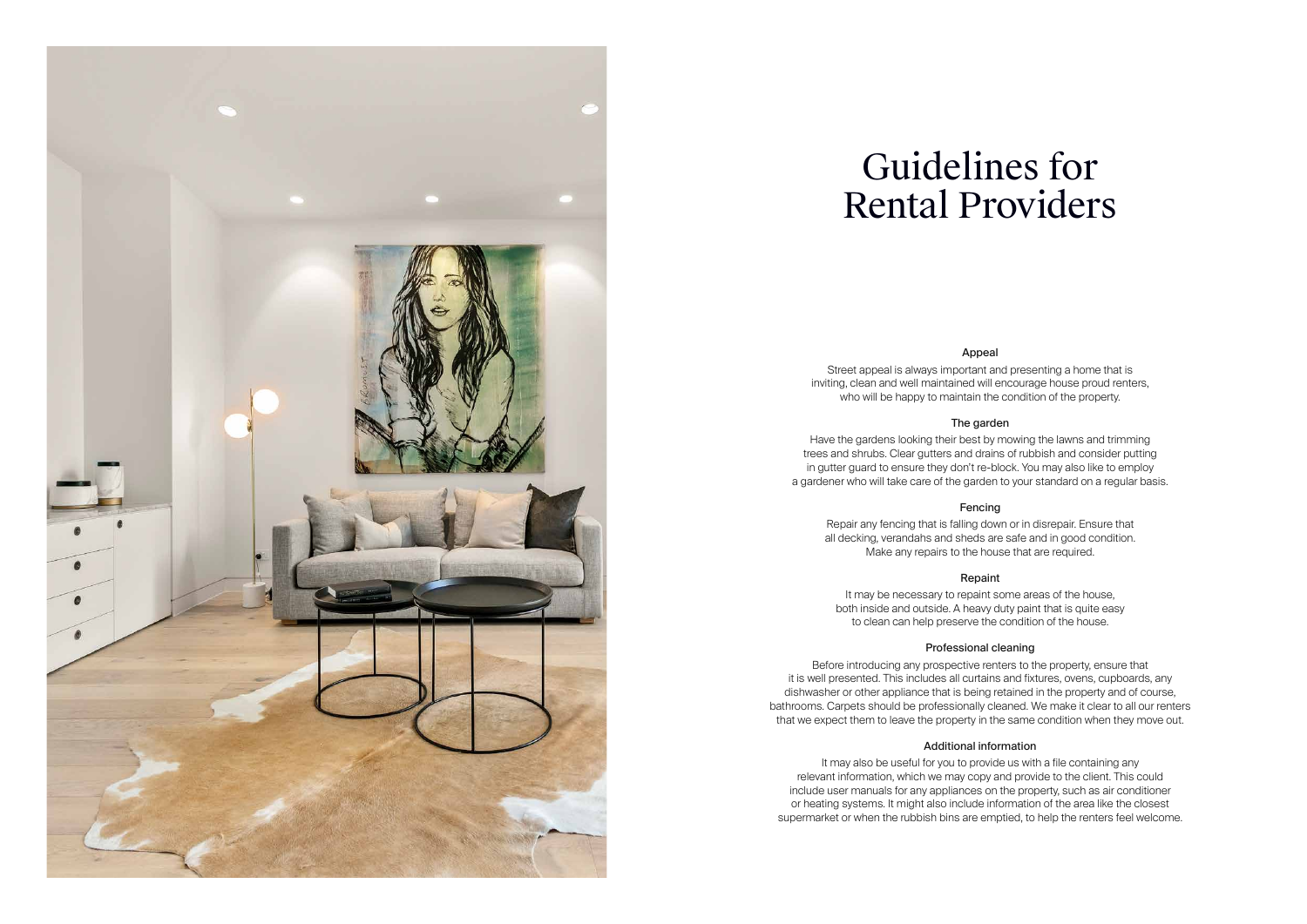# Guidelines for Rental Providers

### Appeal

Street appeal is always important and presenting a home that is inviting, clean and well maintained will encourage house proud renters, who will be happy to maintain the condition of the property.

### The garden

Have the gardens looking their best by mowing the lawns and trimming trees and shrubs. Clear gutters and drains of rubbish and consider putting in gutter guard to ensure they don't re-block. You may also like to employ a gardener who will take care of the garden to your standard on a regular basis.

### Fencing

Repair any fencing that is falling down or in disrepair. Ensure that all decking, verandahs and sheds are safe and in good condition. Make any repairs to the house that are required.

### Repaint

It may be necessary to repaint some areas of the house, both inside and outside. A heavy duty paint that is quite easy to clean can help preserve the condition of the house.

### Professional cleaning

Before introducing any prospective renters to the property, ensure that it is well presented. This includes all curtains and fixtures, ovens, cupboards, any dishwasher or other appliance that is being retained in the property and of course, bathrooms. Carpets should be professionally cleaned. We make it clear to all our renters that we expect them to leave the property in the same condition when they move out.

### Additional information

It may also be useful for you to provide us with a file containing any relevant information, which we may copy and provide to the client. This could include user manuals for any appliances on the property, such as air conditioner or heating systems. It might also include information of the area like the closest supermarket or when the rubbish bins are emptied, to help the renters feel welcome.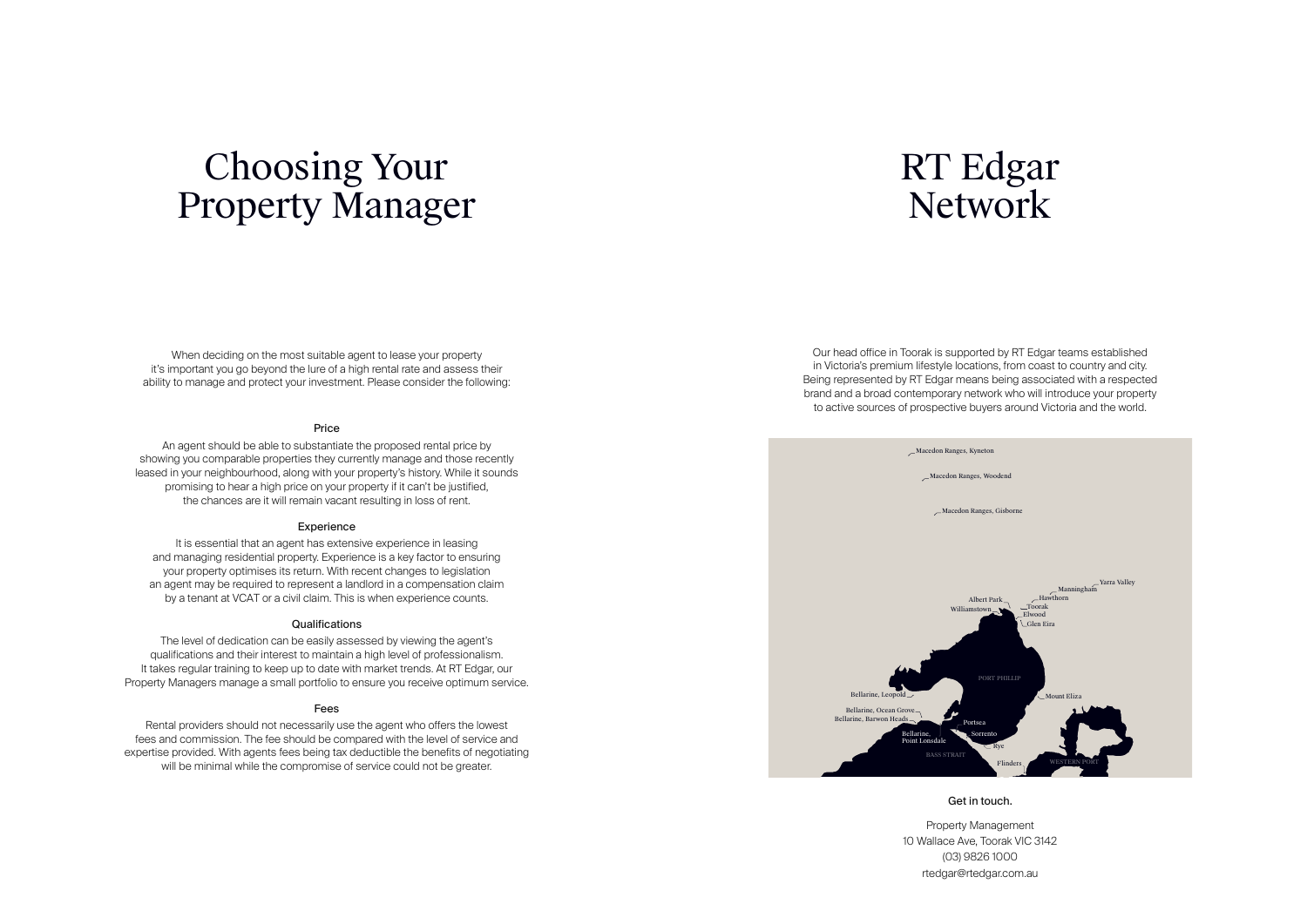# Choosing Your Property Manager

When deciding on the most suitable agent to lease your property it's important you go beyond the lure of a high rental rate and assess their ability to manage and protect your investment. Please consider the following:

### Price

An agent should be able to substantiate the proposed rental price by showing you comparable properties they currently manage and those recently leased in your neighbourhood, along with your property's history. While it sounds promising to hear a high price on your property if it can't be justified, the chances are it will remain vacant resulting in loss of rent.

### Experience

It is essential that an agent has extensive experience in leasing and managing residential property. Experience is a key factor to ensuring your property optimises its return. With recent changes to legislation an agent may be required to represent a landlord in a compensation claim by a tenant at VCAT or a civil claim. This is when experience counts.

### Qualifications

The level of dedication can be easily assessed by viewing the agent's qualifications and their interest to maintain a high level of professionalism. It takes regular training to keep up to date with market trends. At RT Edgar, our Property Managers manage a small portfolio to ensure you receive optimum service.

### Fees

Rental providers should not necessarily use the agent who offers the lowest fees and commission. The fee should be compared with the level of service and expertise provided. With agents fees being tax deductible the benefits of negotiating will be minimal while the compromise of service could not be greater.

# RT Edgar Network

Our head office in Toorak is supported by RT Edgar teams established in Victoria's premium lifestyle locations, from coast to country and city. Being represented by RT Edgar means being associated with a respected brand and a broad contemporary network who will introduce your property to active sources of prospective buyers around Victoria and the world.

Macedon Ranges, Kyneton
Macedon Ranges, Woodend
Macedon Ranges, Gisborne
Yarra Valley
Manningham
Hawthorn
Albert Park
Toorak
Williamstown
Elwood
Glen Eira
PORT PHILLIP
Bellarine, Leopold
Mount Eliza
Bellarine, Ocean Grove
Bellarine, Barwon Heads
Portsea
Bellarine, Point Lonsdale
Sorrento
Rye
BASS STRAIT
Flinders
WESTERN PORT

### Get in touch.

Property Management
10 Wallace Ave, Toorak VIC 3142
(03) 9826 1000
rtedgar@rtedgar.com.au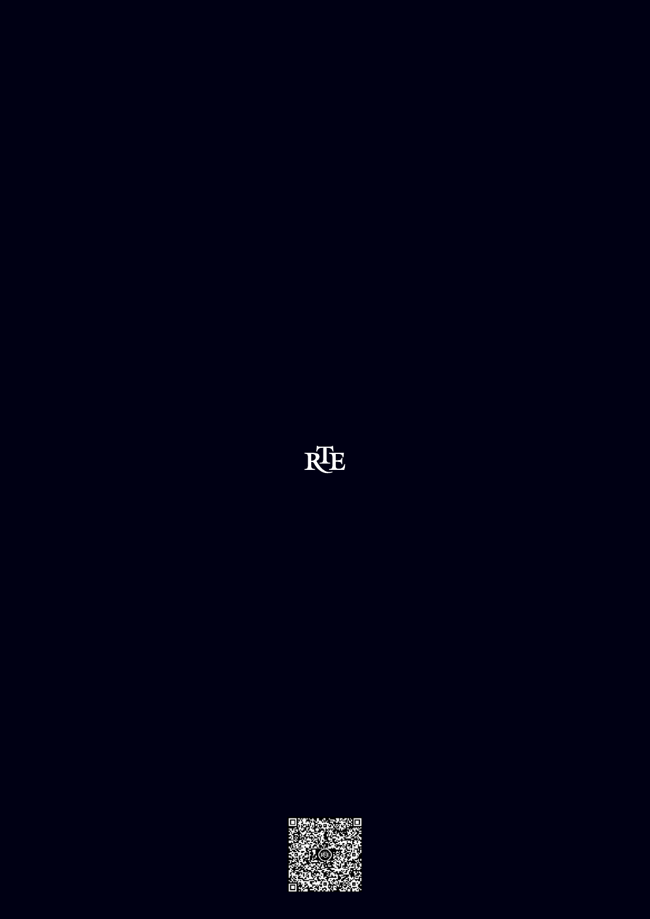RTE